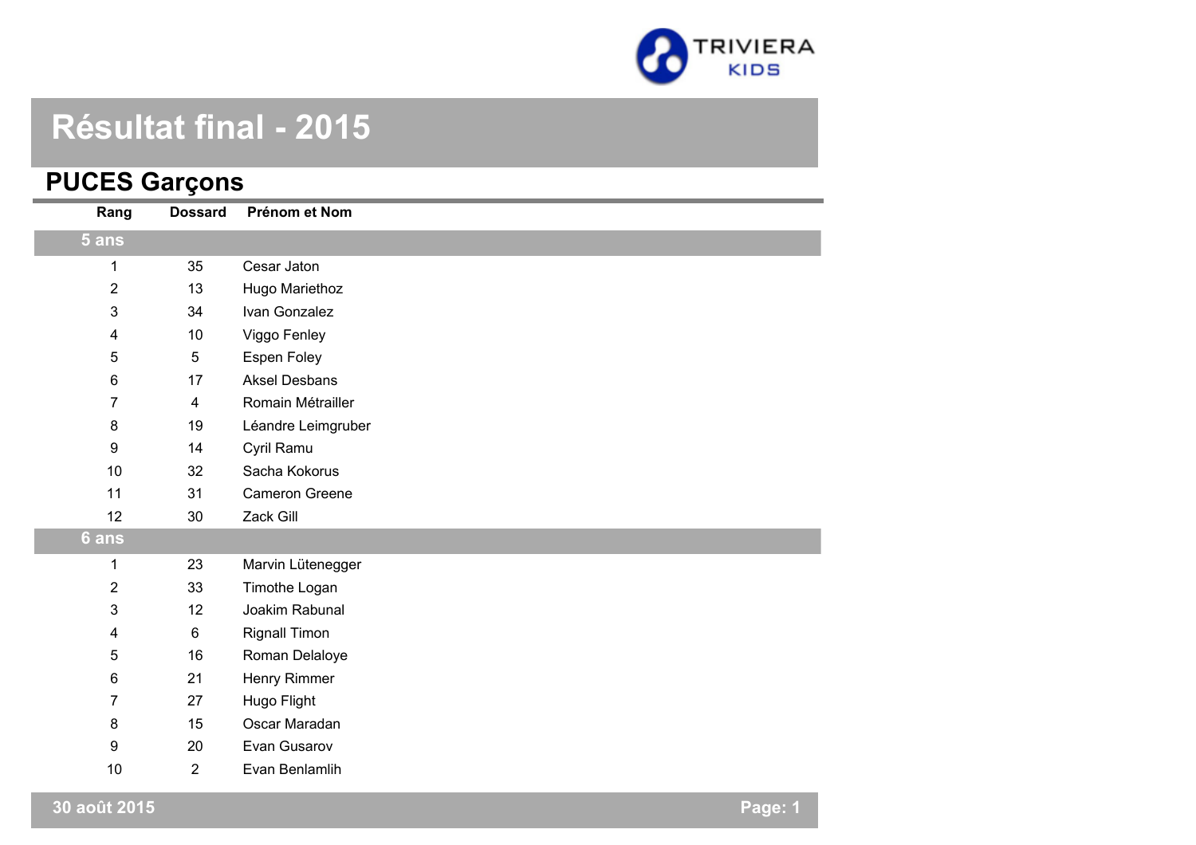# Résultat final - 2015

## PUCES Garçons

| Rang | Dossard | Prénom et Nom |
|---|---|---|
| **5 ans** | | |
| 1 | 35 | Cesar Jaton |
| 2 | 13 | Hugo Mariethoz |
| 3 | 34 | Ivan Gonzalez |
| 4 | 10 | Viggo Fenley |
| 5 | 5 | Espen Foley |
| 6 | 17 | Aksel Desbans |
| 7 | 4 | Romain Métrailler |
| 8 | 19 | Léandre Leimgruber |
| 9 | 14 | Cyril Ramu |
| 10 | 32 | Sacha Kokorus |
| 11 | 31 | Cameron Greene |
| 12 | 30 | Zack Gill |
| **6 ans** | | |
| 1 | 23 | Marvin Lütenegger |
| 2 | 33 | Timothe Logan |
| 3 | 12 | Joakim Rabunal |
| 4 | 6 | Rignall Timon |
| 5 | 16 | Roman Delaloye |
| 6 | 21 | Henry Rimmer |
| 7 | 27 | Hugo Flight |
| 8 | 15 | Oscar Maradan |
| 9 | 20 | Evan Gusarov |
| 10 | 2 | Evan Benlamlih |

30 août 2015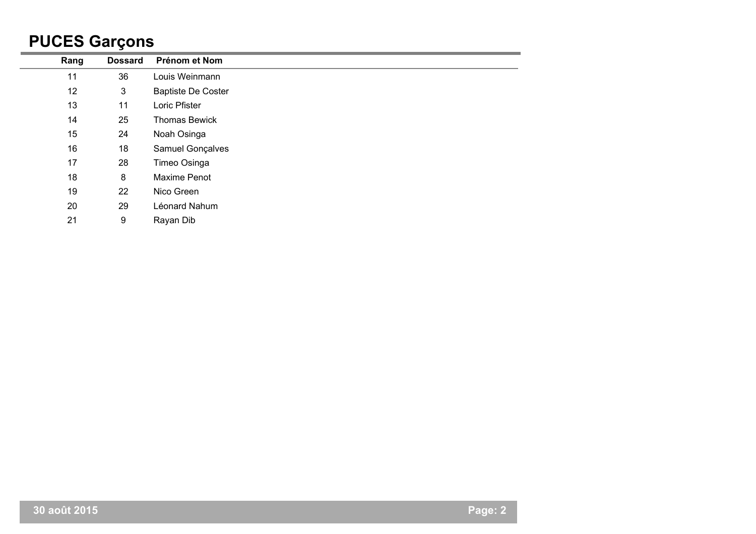# PUCES Garçons

| Rang | Dossard | Prénom et Nom |
| --- | --- | --- |
| 11 | 36 | Louis Weinmann |
| 12 | 3 | Baptiste De Coster |
| 13 | 11 | Loric Pfister |
| 14 | 25 | Thomas Bewick |
| 15 | 24 | Noah Osinga |
| 16 | 18 | Samuel Gonçalves |
| 17 | 28 | Timeo Osinga |
| 18 | 8 | Maxime Penot |
| 19 | 22 | Nico Green |
| 20 | 29 | Léonard Nahum |
| 21 | 9 | Rayan Dib |

**30 août 2015**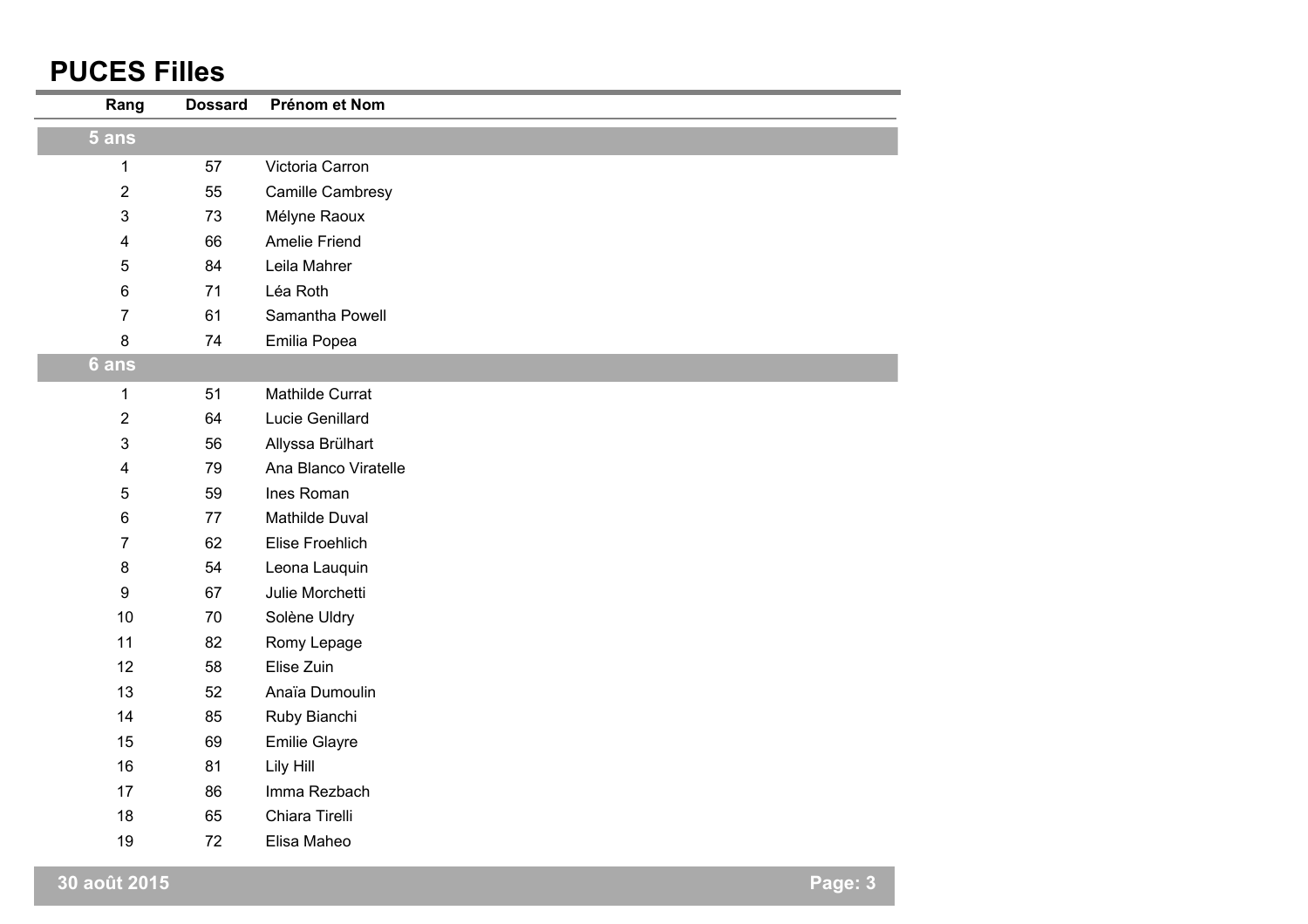# PUCES Filles

| Rang | Dossard | Prénom et Nom |
|---|---|---|
| **5 ans** | | |
| 1 | 57 | Victoria Carron |
| 2 | 55 | Camille Cambresy |
| 3 | 73 | Mélyne Raoux |
| 4 | 66 | Amelie Friend |
| 5 | 84 | Leila Mahrer |
| 6 | 71 | Léa Roth |
| 7 | 61 | Samantha Powell |
| 8 | 74 | Emilia Popea |
| **6 ans** | | |
| 1 | 51 | Mathilde Currat |
| 2 | 64 | Lucie Genillard |
| 3 | 56 | Allyssa Brülhart |
| 4 | 79 | Ana Blanco Viratelle |
| 5 | 59 | Ines Roman |
| 6 | 77 | Mathilde Duval |
| 7 | 62 | Elise Froehlich |
| 8 | 54 | Leona Lauquin |
| 9 | 67 | Julie Morchetti |
| 10 | 70 | Solène Uldry |
| 11 | 82 | Romy Lepage |
| 12 | 58 | Elise Zuin |
| 13 | 52 | Anaïa Dumoulin |
| 14 | 85 | Ruby Bianchi |
| 15 | 69 | Emilie Glayre |
| 16 | 81 | Lily Hill |
| 17 | 86 | Imma Rezbach |
| 18 | 65 | Chiara Tirelli |
| 19 | 72 | Elisa Maheo |

30 août 2015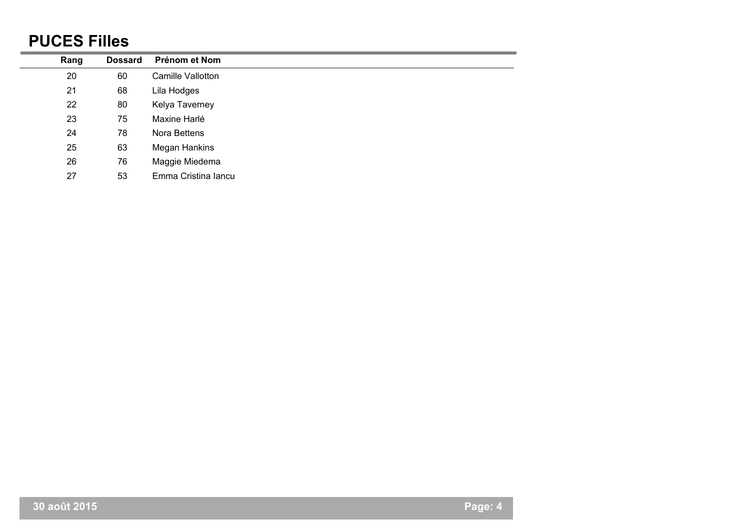## PUCES Filles

| Rang | Dossard | Prénom et Nom |
|---|---|---|
| 20 | 60 | Camille Vallotton |
| 21 | 68 | Lila Hodges |
| 22 | 80 | Kelya Taverney |
| 23 | 75 | Maxine Harlé |
| 24 | 78 | Nora Bettens |
| 25 | 63 | Megan Hankins |
| 26 | 76 | Maggie Miedema |
| 27 | 53 | Emma Cristina Iancu |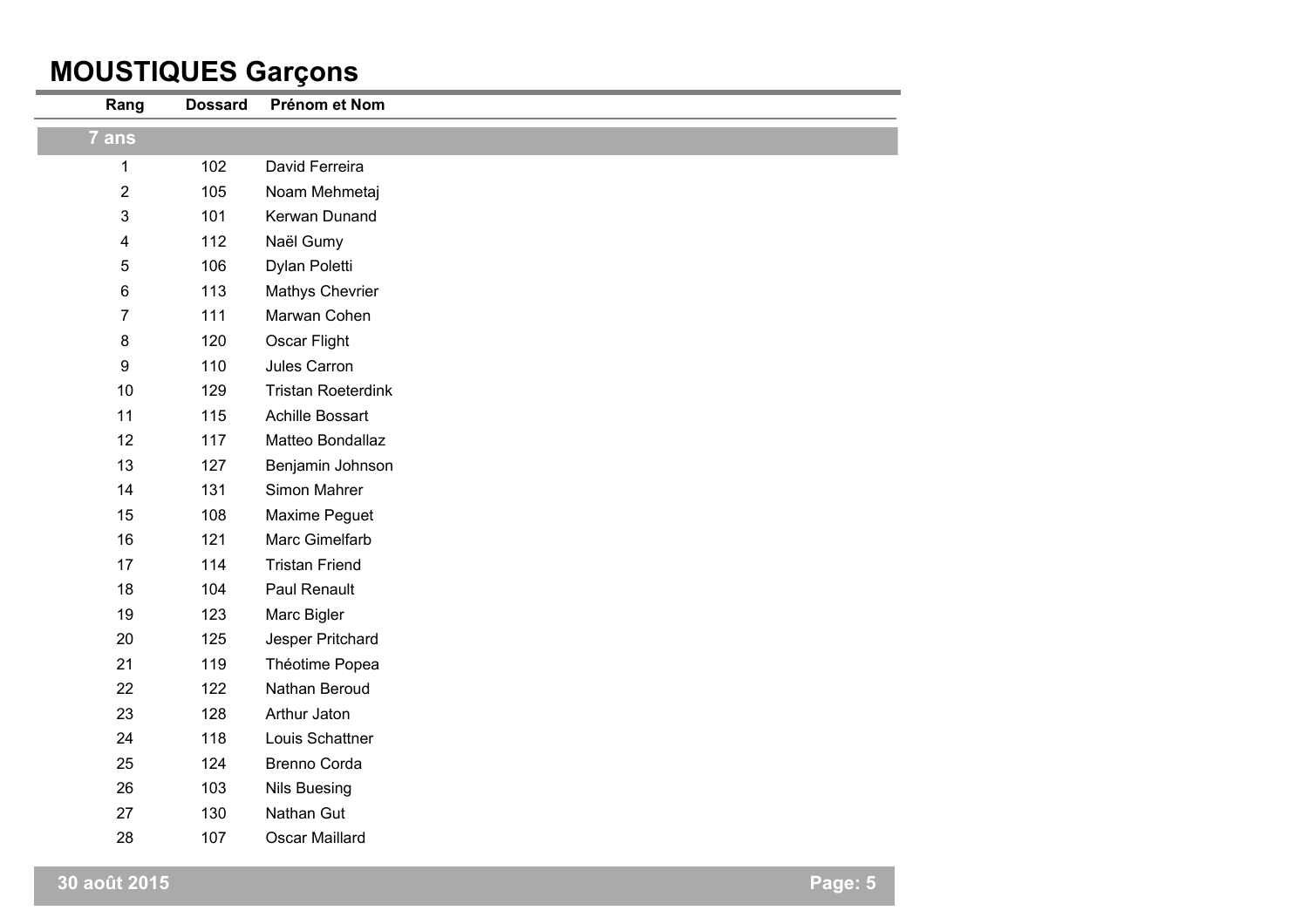# MOUSTIQUES Garçons

| Rang | Dossard | Prénom et Nom |
|---|---|---|
| **7 ans** | | |
| 1 | 102 | David Ferreira |
| 2 | 105 | Noam Mehmetaj |
| 3 | 101 | Kerwan Dunand |
| 4 | 112 | Naël Gumy |
| 5 | 106 | Dylan Poletti |
| 6 | 113 | Mathys Chevrier |
| 7 | 111 | Marwan Cohen |
| 8 | 120 | Oscar Flight |
| 9 | 110 | Jules Carron |
| 10 | 129 | Tristan Roeterdink |
| 11 | 115 | Achille Bossart |
| 12 | 117 | Matteo Bondallaz |
| 13 | 127 | Benjamin Johnson |
| 14 | 131 | Simon Mahrer |
| 15 | 108 | Maxime Peguet |
| 16 | 121 | Marc Gimelfarb |
| 17 | 114 | Tristan Friend |
| 18 | 104 | Paul Renault |
| 19 | 123 | Marc Bigler |
| 20 | 125 | Jesper Pritchard |
| 21 | 119 | Théotime Popea |
| 22 | 122 | Nathan Beroud |
| 23 | 128 | Arthur Jaton |
| 24 | 118 | Louis Schattner |
| 25 | 124 | Brenno Corda |
| 26 | 103 | Nils Buesing |
| 27 | 130 | Nathan Gut |
| 28 | 107 | Oscar Maillard |

30 août 2015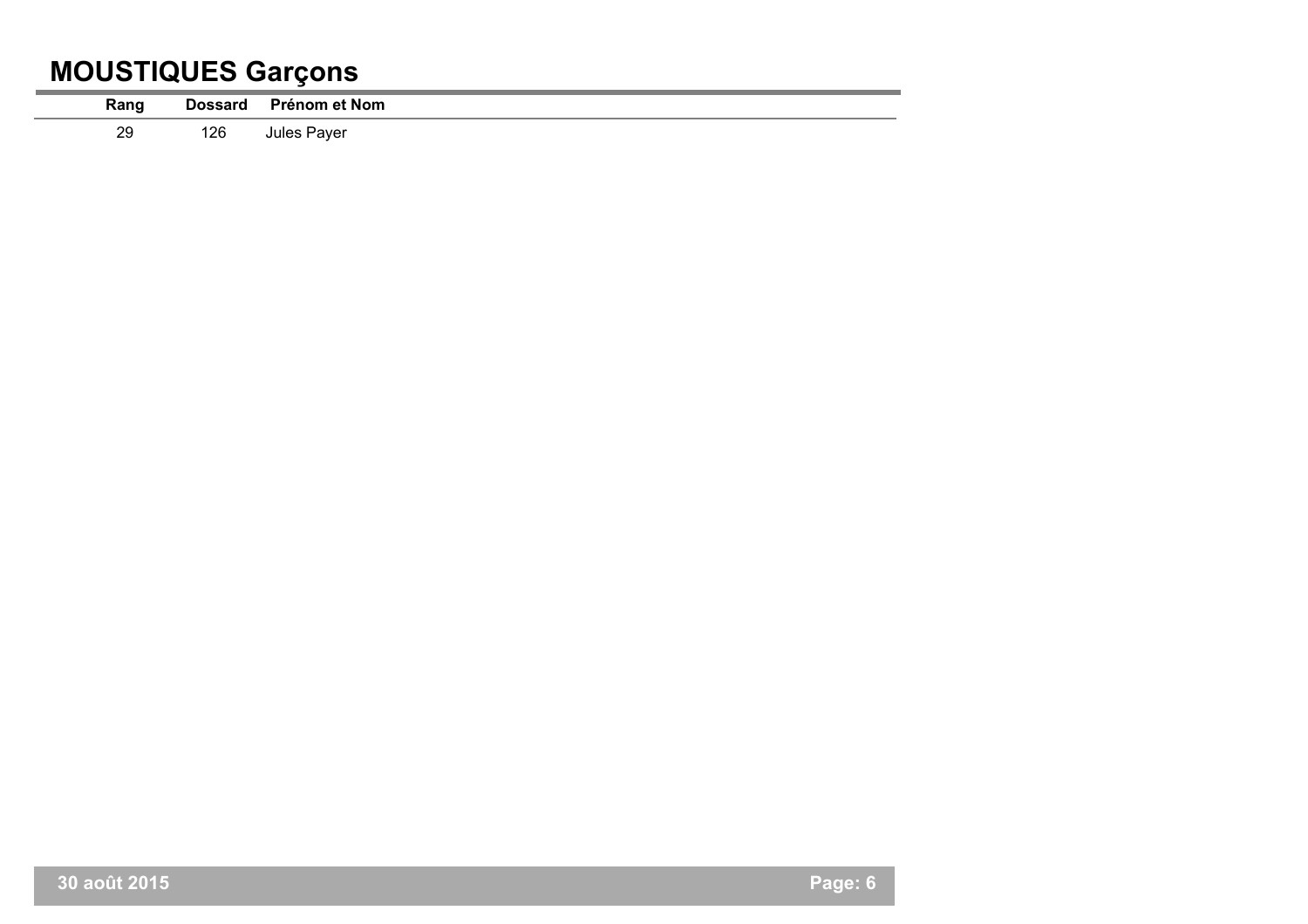# MOUSTIQUES Garçons

| Rang | Dossard | Prénom et Nom |
|---|---|---|
| 29 | 126 | Jules Payer |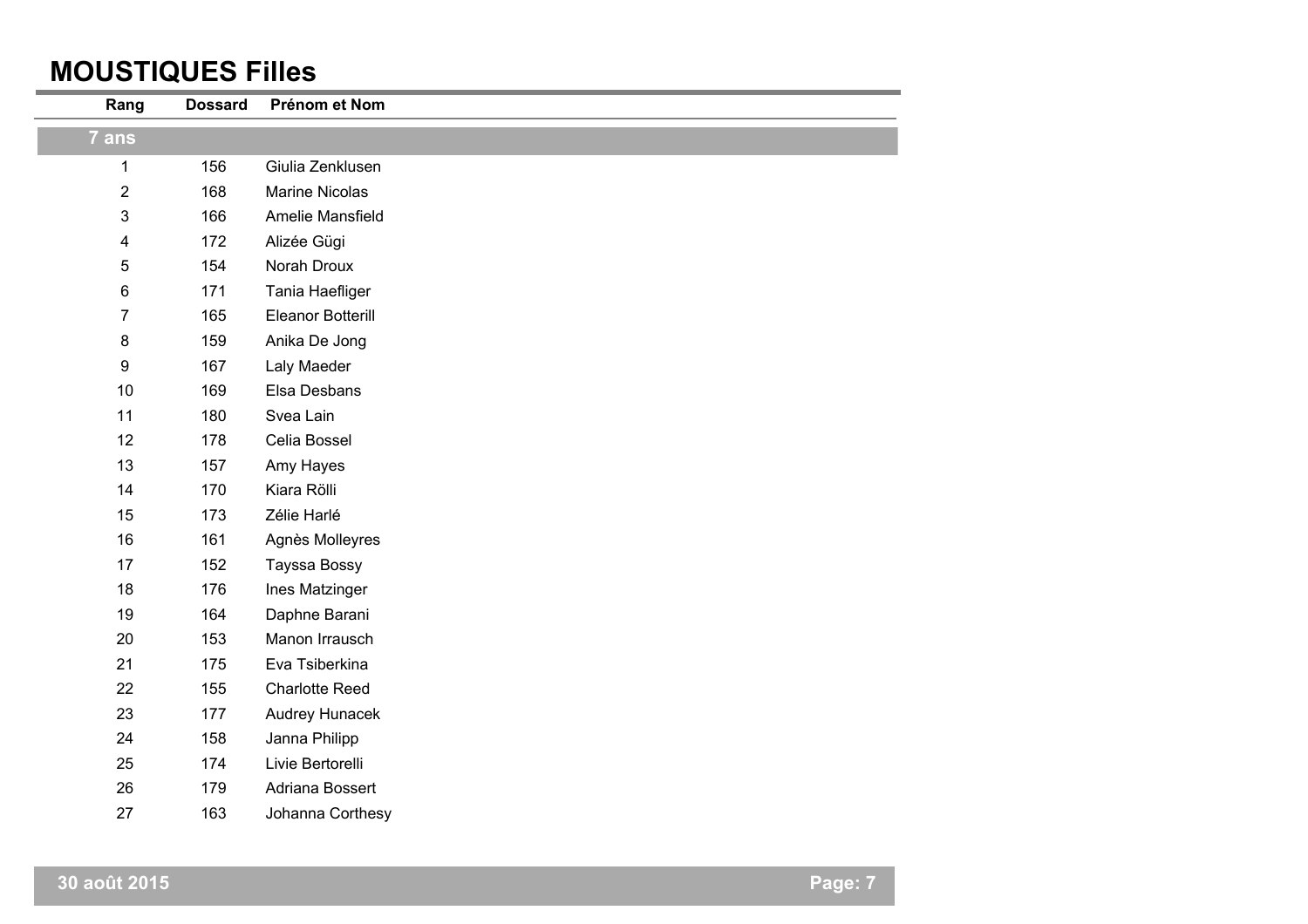# MOUSTIQUES Filles

| Rang | Dossard | Prénom et Nom |
|---|---|---|
| **7 ans** | | |
| 1 | 156 | Giulia Zenklusen |
| 2 | 168 | Marine Nicolas |
| 3 | 166 | Amelie Mansfield |
| 4 | 172 | Alizée Gügi |
| 5 | 154 | Norah Droux |
| 6 | 171 | Tania Haefliger |
| 7 | 165 | Eleanor Botterill |
| 8 | 159 | Anika De Jong |
| 9 | 167 | Laly Maeder |
| 10 | 169 | Elsa Desbans |
| 11 | 180 | Svea Lain |
| 12 | 178 | Celia Bossel |
| 13 | 157 | Amy Hayes |
| 14 | 170 | Kiara Rölli |
| 15 | 173 | Zélie Harlé |
| 16 | 161 | Agnès Molleyres |
| 17 | 152 | Tayssa Bossy |
| 18 | 176 | Ines Matzinger |
| 19 | 164 | Daphne Barani |
| 20 | 153 | Manon Irrausch |
| 21 | 175 | Eva Tsiberkina |
| 22 | 155 | Charlotte Reed |
| 23 | 177 | Audrey Hunacek |
| 24 | 158 | Janna Philipp |
| 25 | 174 | Livie Bertorelli |
| 26 | 179 | Adriana Bossert |
| 27 | 163 | Johanna Corthesy |

30 août 2015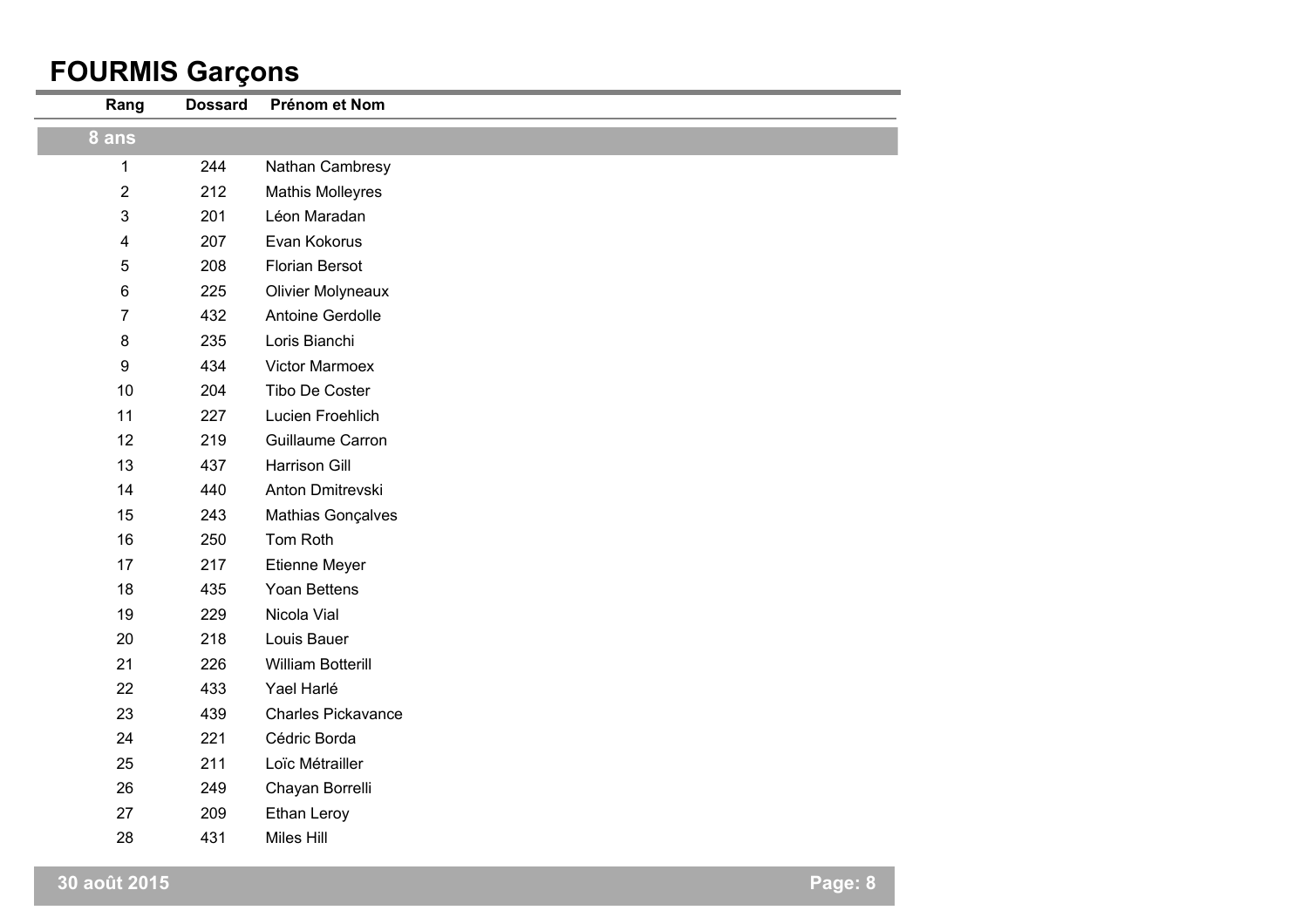# FOURMIS Garçons

| Rang | Dossard | Prénom et Nom |
|---|---|---|
| **8 ans** | | |
| 1 | 244 | Nathan Cambresy |
| 2 | 212 | Mathis Molleyres |
| 3 | 201 | Léon Maradan |
| 4 | 207 | Evan Kokorus |
| 5 | 208 | Florian Bersot |
| 6 | 225 | Olivier Molyneaux |
| 7 | 432 | Antoine Gerdolle |
| 8 | 235 | Loris Bianchi |
| 9 | 434 | Victor Marmoex |
| 10 | 204 | Tibo De Coster |
| 11 | 227 | Lucien Froehlich |
| 12 | 219 | Guillaume Carron |
| 13 | 437 | Harrison Gill |
| 14 | 440 | Anton Dmitrevski |
| 15 | 243 | Mathias Gonçalves |
| 16 | 250 | Tom Roth |
| 17 | 217 | Etienne Meyer |
| 18 | 435 | Yoan Bettens |
| 19 | 229 | Nicola Vial |
| 20 | 218 | Louis Bauer |
| 21 | 226 | William Botterill |
| 22 | 433 | Yael Harlé |
| 23 | 439 | Charles Pickavance |
| 24 | 221 | Cédric Borda |
| 25 | 211 | Loïc Métrailler |
| 26 | 249 | Chayan Borrelli |
| 27 | 209 | Ethan Leroy |
| 28 | 431 | Miles Hill |

30 août 2015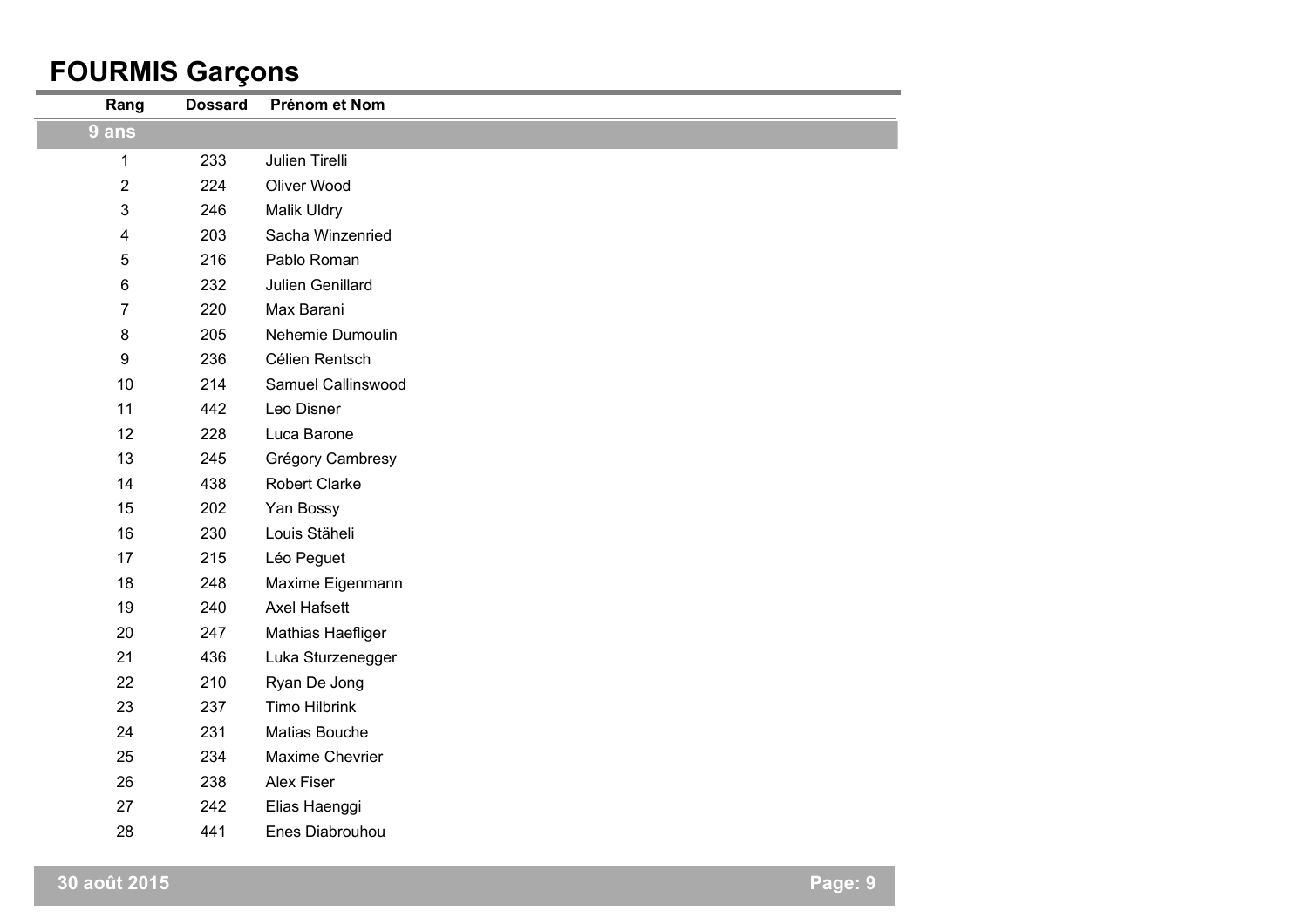# FOURMIS Garçons

| Rang | Dossard | Prénom et Nom |
|---|---|---|
| **9 ans** | | |
| 1 | 233 | Julien Tirelli |
| 2 | 224 | Oliver Wood |
| 3 | 246 | Malik Uldry |
| 4 | 203 | Sacha Winzenried |
| 5 | 216 | Pablo Roman |
| 6 | 232 | Julien Genillard |
| 7 | 220 | Max Barani |
| 8 | 205 | Nehemie Dumoulin |
| 9 | 236 | Célien Rentsch |
| 10 | 214 | Samuel Callinswood |
| 11 | 442 | Leo Disner |
| 12 | 228 | Luca Barone |
| 13 | 245 | Grégory Cambresy |
| 14 | 438 | Robert Clarke |
| 15 | 202 | Yan Bossy |
| 16 | 230 | Louis Stäheli |
| 17 | 215 | Léo Peguet |
| 18 | 248 | Maxime Eigenmann |
| 19 | 240 | Axel Hafsett |
| 20 | 247 | Mathias Haefliger |
| 21 | 436 | Luka Sturzenegger |
| 22 | 210 | Ryan De Jong |
| 23 | 237 | Timo Hilbrink |
| 24 | 231 | Matias Bouche |
| 25 | 234 | Maxime Chevrier |
| 26 | 238 | Alex Fiser |
| 27 | 242 | Elias Haenggi |
| 28 | 441 | Enes Diabrouhou |

30 août 2015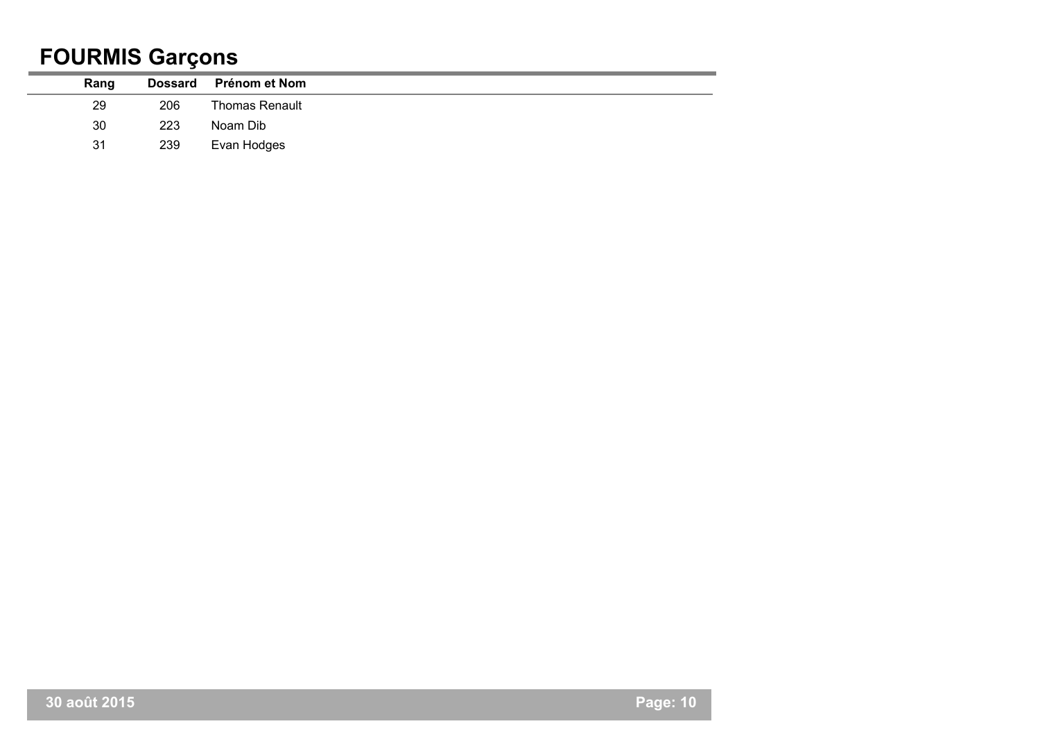# FOURMIS Garçons

| Rang | Dossard | Prénom et Nom |
|---|---|---|
| 29 | 206 | Thomas Renault |
| 30 | 223 | Noam Dib |
| 31 | 239 | Evan Hodges |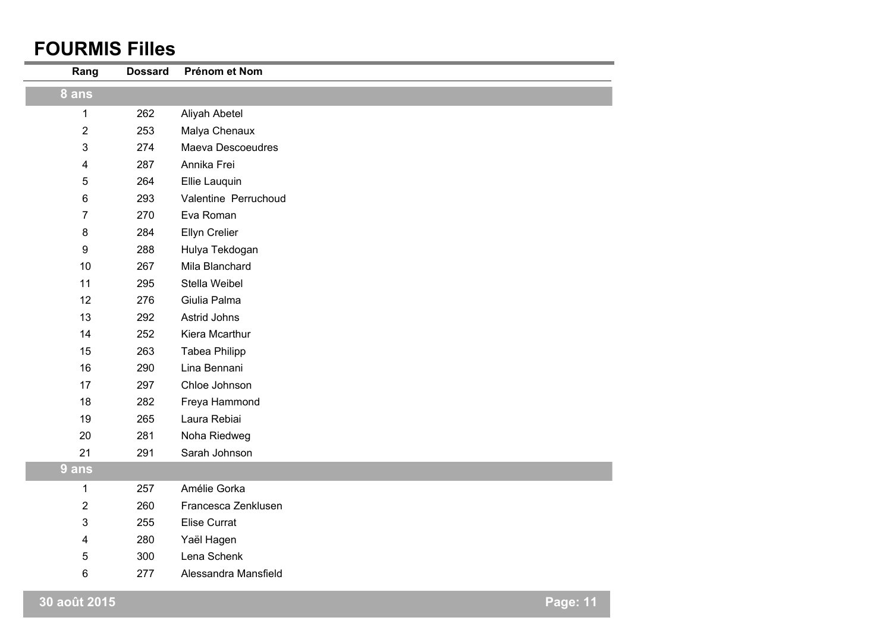# FOURMIS Filles

| Rang | Dossard | Prénom et Nom |
| --- | --- | --- |
| **8 ans** | | |
| 1 | 262 | Aliyah Abetel |
| 2 | 253 | Malya Chenaux |
| 3 | 274 | Maeva Descoeudres |
| 4 | 287 | Annika Frei |
| 5 | 264 | Ellie Lauquin |
| 6 | 293 | Valentine  Perruchoud |
| 7 | 270 | Eva Roman |
| 8 | 284 | Ellyn Crelier |
| 9 | 288 | Hulya Tekdogan |
| 10 | 267 | Mila Blanchard |
| 11 | 295 | Stella Weibel |
| 12 | 276 | Giulia Palma |
| 13 | 292 | Astrid Johns |
| 14 | 252 | Kiera Mcarthur |
| 15 | 263 | Tabea Philipp |
| 16 | 290 | Lina Bennani |
| 17 | 297 | Chloe Johnson |
| 18 | 282 | Freya Hammond |
| 19 | 265 | Laura Rebiai |
| 20 | 281 | Noha Riedweg |
| 21 | 291 | Sarah Johnson |
| **9 ans** | | |
| 1 | 257 | Amélie Gorka |
| 2 | 260 | Francesca Zenklusen |
| 3 | 255 | Elise Currat |
| 4 | 280 | Yaël Hagen |
| 5 | 300 | Lena Schenk |
| 6 | 277 | Alessandra Mansfield |

30 août 2015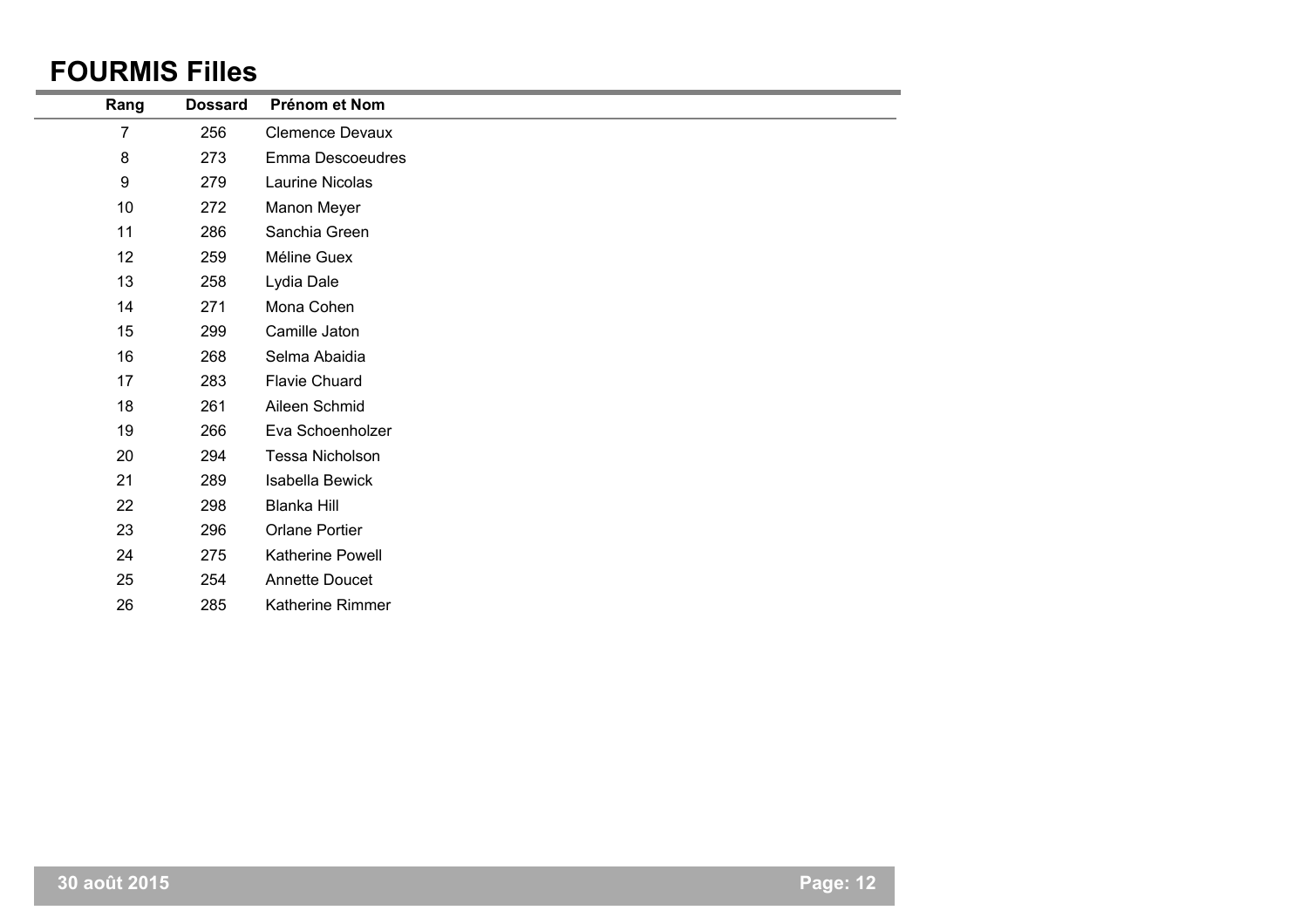## FOURMIS Filles

| Rang | Dossard | Prénom et Nom |
|---|---|---|
| 7 | 256 | Clemence Devaux |
| 8 | 273 | Emma Descoeudres |
| 9 | 279 | Laurine Nicolas |
| 10 | 272 | Manon Meyer |
| 11 | 286 | Sanchia Green |
| 12 | 259 | Méline Guex |
| 13 | 258 | Lydia Dale |
| 14 | 271 | Mona Cohen |
| 15 | 299 | Camille Jaton |
| 16 | 268 | Selma Abaidia |
| 17 | 283 | Flavie Chuard |
| 18 | 261 | Aileen Schmid |
| 19 | 266 | Eva Schoenholzer |
| 20 | 294 | Tessa Nicholson |
| 21 | 289 | Isabella Bewick |
| 22 | 298 | Blanka Hill |
| 23 | 296 | Orlane Portier |
| 24 | 275 | Katherine Powell |
| 25 | 254 | Annette Doucet |
| 26 | 285 | Katherine Rimmer |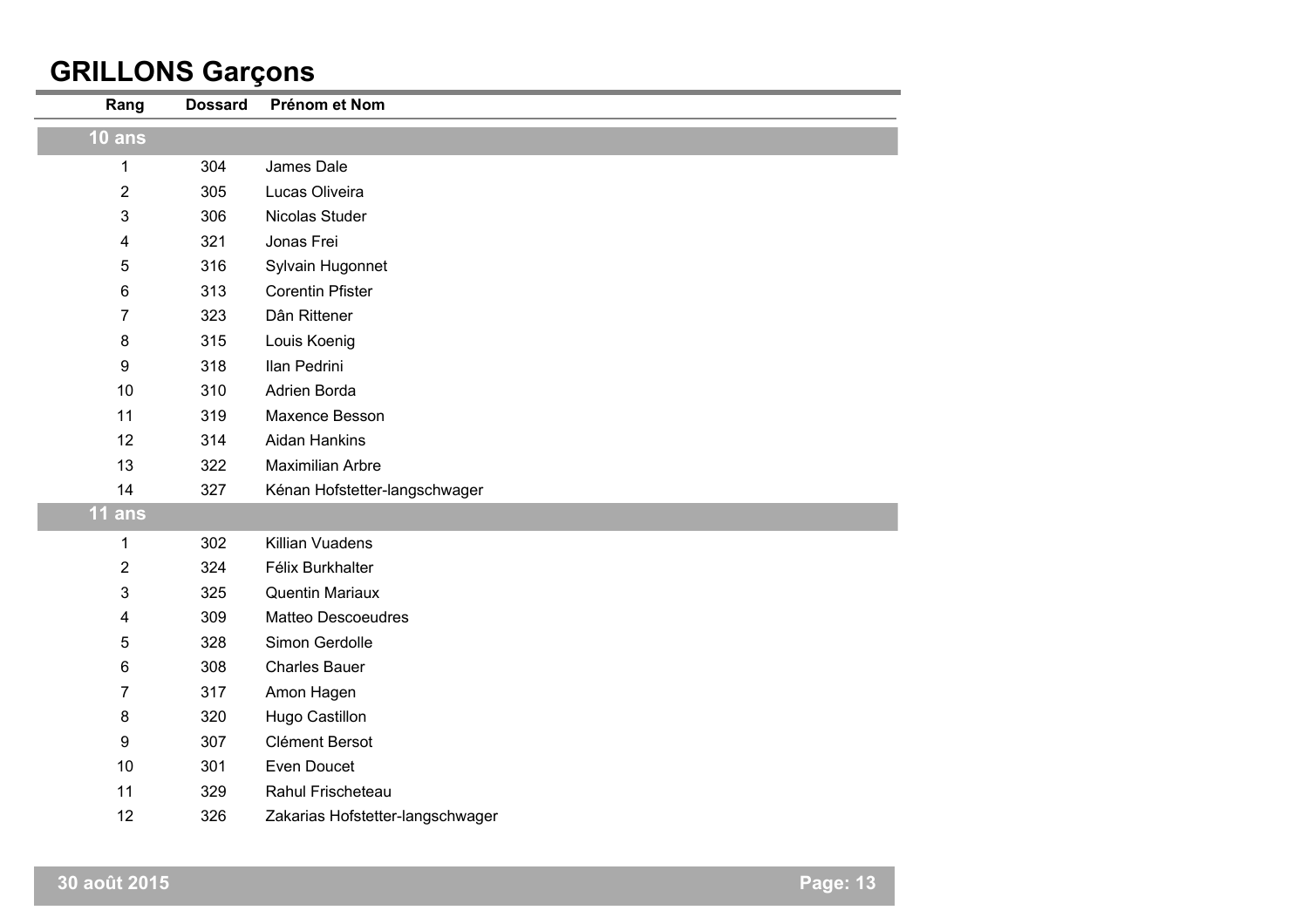# GRILLONS Garçons

| Rang | Dossard | Prénom et Nom |
|---|---|---|
| **10 ans** | | |
| 1 | 304 | James Dale |
| 2 | 305 | Lucas Oliveira |
| 3 | 306 | Nicolas Studer |
| 4 | 321 | Jonas Frei |
| 5 | 316 | Sylvain Hugonnet |
| 6 | 313 | Corentin Pfister |
| 7 | 323 | Dân Rittener |
| 8 | 315 | Louis Koenig |
| 9 | 318 | Ilan Pedrini |
| 10 | 310 | Adrien Borda |
| 11 | 319 | Maxence Besson |
| 12 | 314 | Aidan Hankins |
| 13 | 322 | Maximilian Arbre |
| 14 | 327 | Kénan Hofstetter-langschwager |
| **11 ans** | | |
| 1 | 302 | Killian Vuadens |
| 2 | 324 | Félix Burkhalter |
| 3 | 325 | Quentin Mariaux |
| 4 | 309 | Matteo Descoeudres |
| 5 | 328 | Simon Gerdolle |
| 6 | 308 | Charles Bauer |
| 7 | 317 | Amon Hagen |
| 8 | 320 | Hugo Castillon |
| 9 | 307 | Clément Bersot |
| 10 | 301 | Even Doucet |
| 11 | 329 | Rahul Frischeteau |
| 12 | 326 | Zakarias Hofstetter-langschwager |

30 août 2015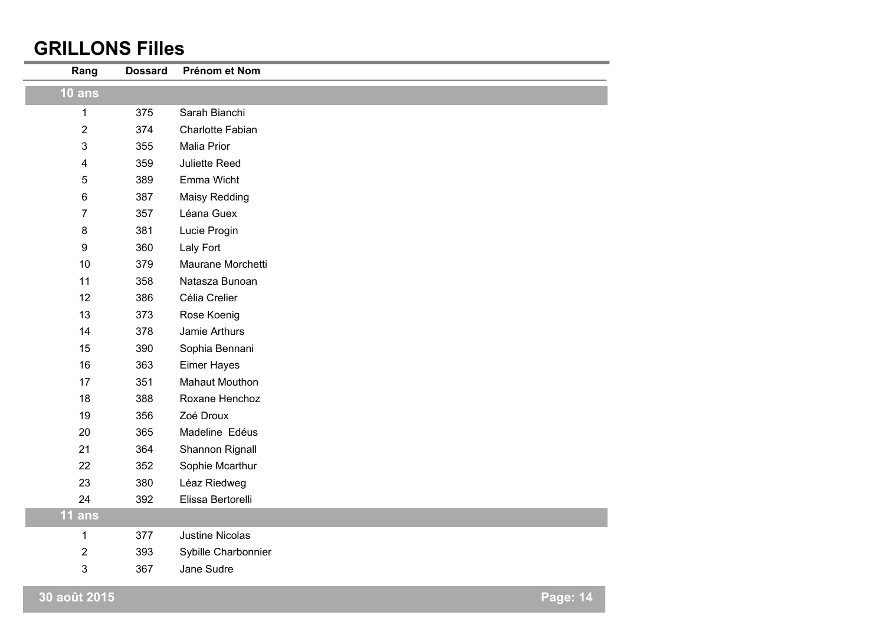# GRILLONS Filles

| Rang | Dossard | Prénom et Nom |
|---|---|---|
| **10 ans** | | |
| 1 | 375 | Sarah Bianchi |
| 2 | 374 | Charlotte Fabian |
| 3 | 355 | Malia Prior |
| 4 | 359 | Juliette Reed |
| 5 | 389 | Emma Wicht |
| 6 | 387 | Maisy Redding |
| 7 | 357 | Léana Guex |
| 8 | 381 | Lucie Progin |
| 9 | 360 | Laly Fort |
| 10 | 379 | Maurane Morchetti |
| 11 | 358 | Natasza Bunoan |
| 12 | 386 | Célia Crelier |
| 13 | 373 | Rose Koenig |
| 14 | 378 | Jamie Arthurs |
| 15 | 390 | Sophia Bennani |
| 16 | 363 | Eimer Hayes |
| 17 | 351 | Mahaut Mouthon |
| 18 | 388 | Roxane Henchoz |
| 19 | 356 | Zoé Droux |
| 20 | 365 | Madeline Edéus |
| 21 | 364 | Shannon Rignall |
| 22 | 352 | Sophie Mcarthur |
| 23 | 380 | Léaz Riedweg |
| 24 | 392 | Elissa Bertorelli |
| **11 ans** | | |
| 1 | 377 | Justine Nicolas |
| 2 | 393 | Sybille Charbonnier |
| 3 | 367 | Jane Sudre |

30 août 2015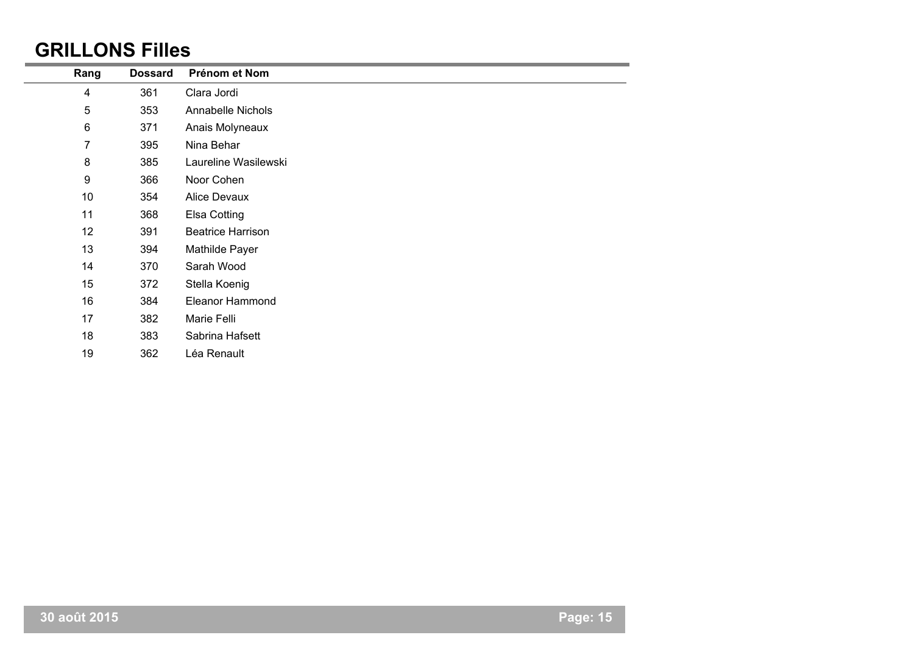## GRILLONS Filles

| Rang | Dossard | Prénom et Nom |
|---|---|---|
| 4 | 361 | Clara Jordi |
| 5 | 353 | Annabelle Nichols |
| 6 | 371 | Anais Molyneaux |
| 7 | 395 | Nina Behar |
| 8 | 385 | Laureline Wasilewski |
| 9 | 366 | Noor Cohen |
| 10 | 354 | Alice Devaux |
| 11 | 368 | Elsa Cotting |
| 12 | 391 | Beatrice Harrison |
| 13 | 394 | Mathilde Payer |
| 14 | 370 | Sarah Wood |
| 15 | 372 | Stella Koenig |
| 16 | 384 | Eleanor Hammond |
| 17 | 382 | Marie Felli |
| 18 | 383 | Sabrina Hafsett |
| 19 | 362 | Léa Renault |

30 août 2015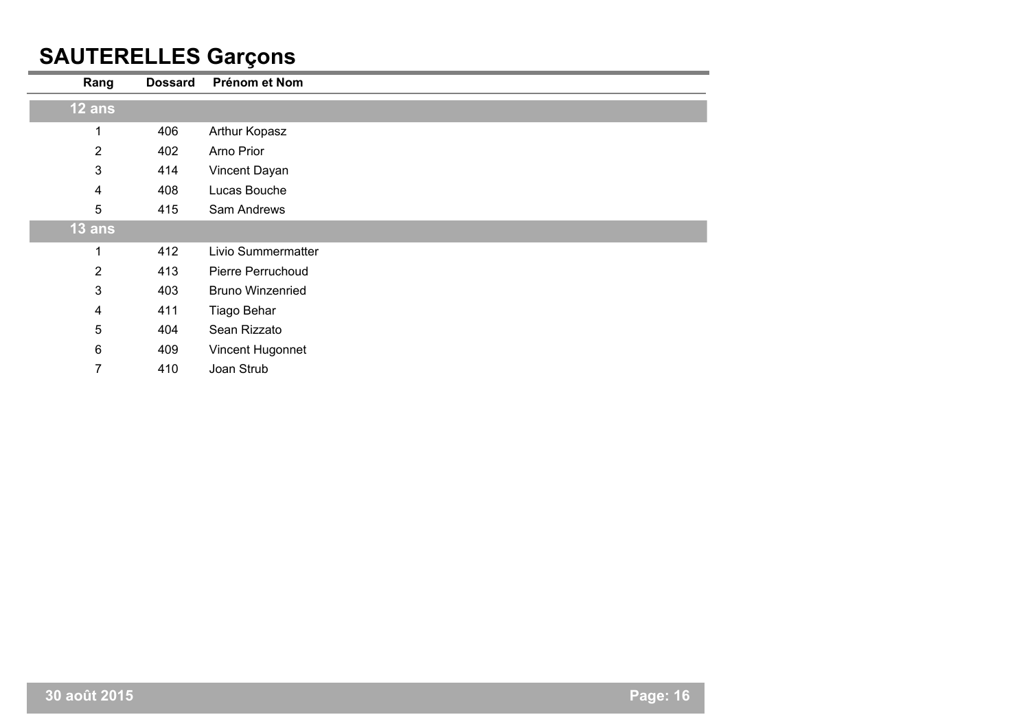# SAUTERELLES Garçons

| Rang | Dossard | Prénom et Nom |
|---|---|---|
| **12 ans** | | |
| 1 | 406 | Arthur Kopasz |
| 2 | 402 | Arno Prior |
| 3 | 414 | Vincent Dayan |
| 4 | 408 | Lucas Bouche |
| 5 | 415 | Sam Andrews |
| **13 ans** | | |
| 1 | 412 | Livio Summermatter |
| 2 | 413 | Pierre Perruchoud |
| 3 | 403 | Bruno Winzenried |
| 4 | 411 | Tiago Behar |
| 5 | 404 | Sean Rizzato |
| 6 | 409 | Vincent Hugonnet |
| 7 | 410 | Joan Strub |

30 août 2015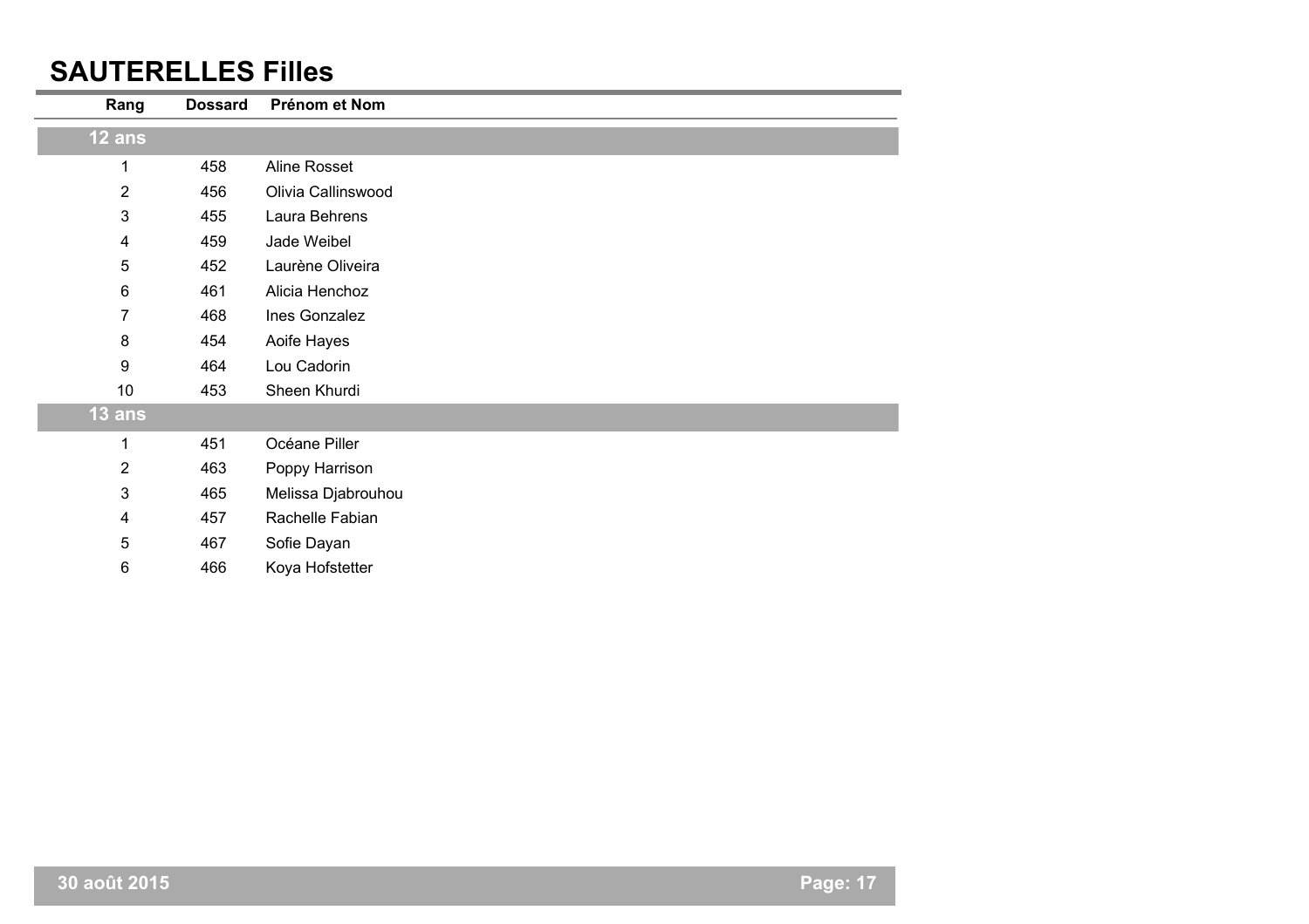# SAUTERELLES Filles

| Rang | Dossard | Prénom et Nom |
|---|---|---|
| **12 ans** | | |
| 1 | 458 | Aline Rosset |
| 2 | 456 | Olivia Callinswood |
| 3 | 455 | Laura Behrens |
| 4 | 459 | Jade Weibel |
| 5 | 452 | Laurène Oliveira |
| 6 | 461 | Alicia Henchoz |
| 7 | 468 | Ines Gonzalez |
| 8 | 454 | Aoife Hayes |
| 9 | 464 | Lou Cadorin |
| 10 | 453 | Sheen Khurdi |
| **13 ans** | | |
| 1 | 451 | Océane Piller |
| 2 | 463 | Poppy Harrison |
| 3 | 465 | Melissa Djabrouhou |
| 4 | 457 | Rachelle Fabian |
| 5 | 467 | Sofie Dayan |
| 6 | 466 | Koya Hofstetter |

30 août 2015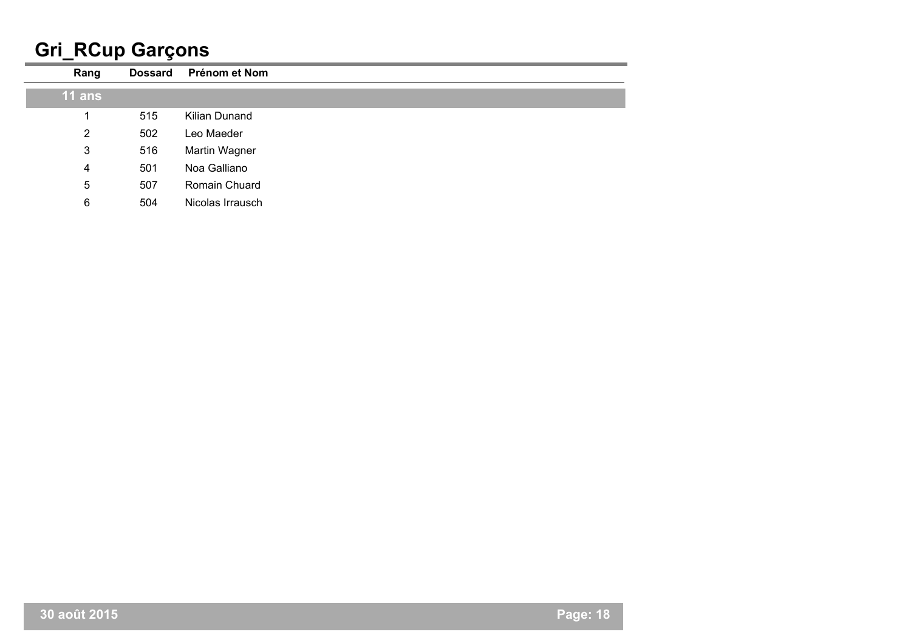# Gri_RCup Garçons

| Rang | Dossard | Prénom et Nom |
|---|---|---|
| **11 ans** | | |
| 1 | 515 | Kilian Dunand |
| 2 | 502 | Leo Maeder |
| 3 | 516 | Martin Wagner |
| 4 | 501 | Noa Galliano |
| 5 | 507 | Romain Chuard |
| 6 | 504 | Nicolas Irrausch |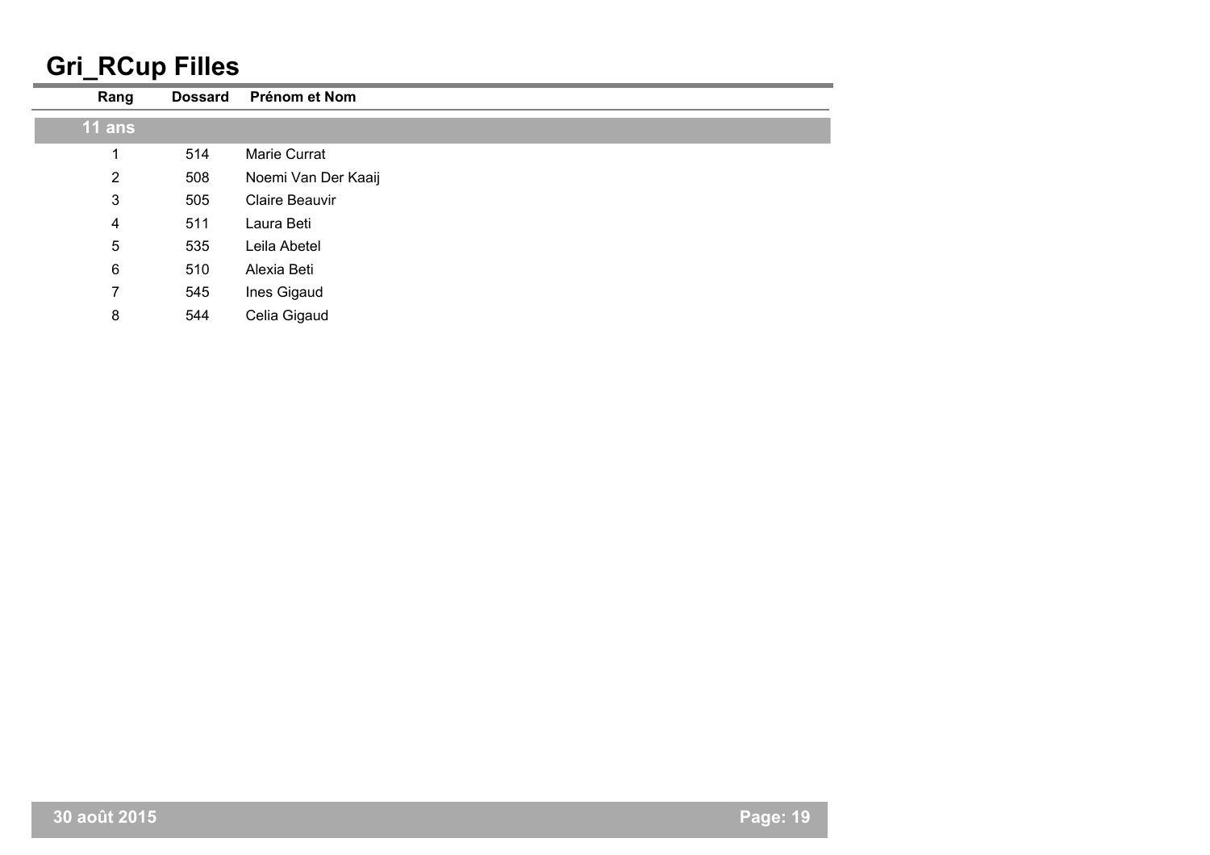# Gri_RCup Filles

| Rang | Dossard | Prénom et Nom |
|---|---|---|
| **11 ans** | | |
| 1 | 514 | Marie Currat |
| 2 | 508 | Noemi Van Der Kaaij |
| 3 | 505 | Claire Beauvir |
| 4 | 511 | Laura Beti |
| 5 | 535 | Leila Abetel |
| 6 | 510 | Alexia Beti |
| 7 | 545 | Ines Gigaud |
| 8 | 544 | Celia Gigaud |

**30 août 2015**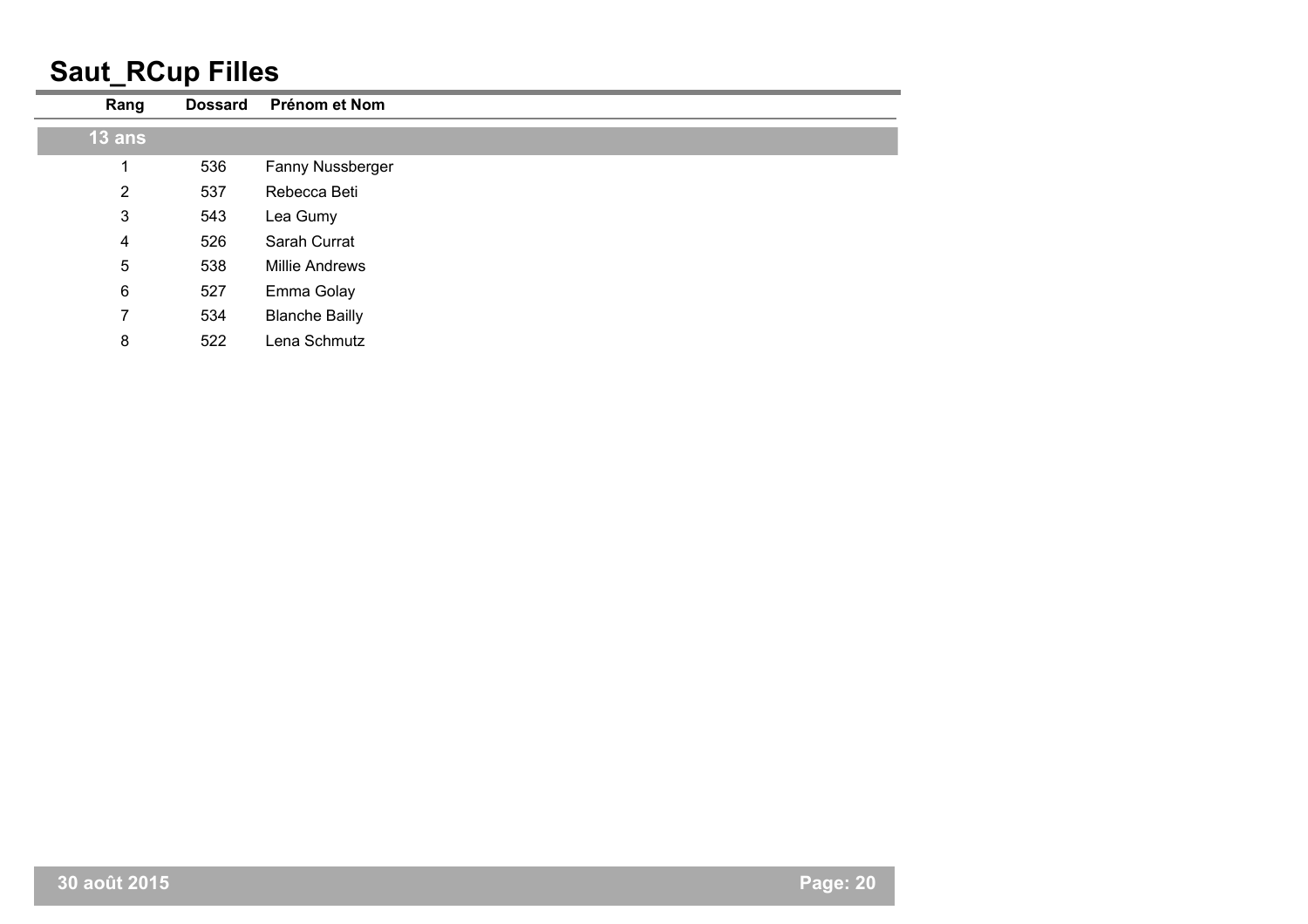# Saut_RCup Filles

| Rang | Dossard | Prénom et Nom |
|---|---|---|
| **13 ans** | | |
| 1 | 536 | Fanny Nussberger |
| 2 | 537 | Rebecca Beti |
| 3 | 543 | Lea Gumy |
| 4 | 526 | Sarah Currat |
| 5 | 538 | Millie Andrews |
| 6 | 527 | Emma Golay |
| 7 | 534 | Blanche Bailly |
| 8 | 522 | Lena Schmutz |

30 août 2015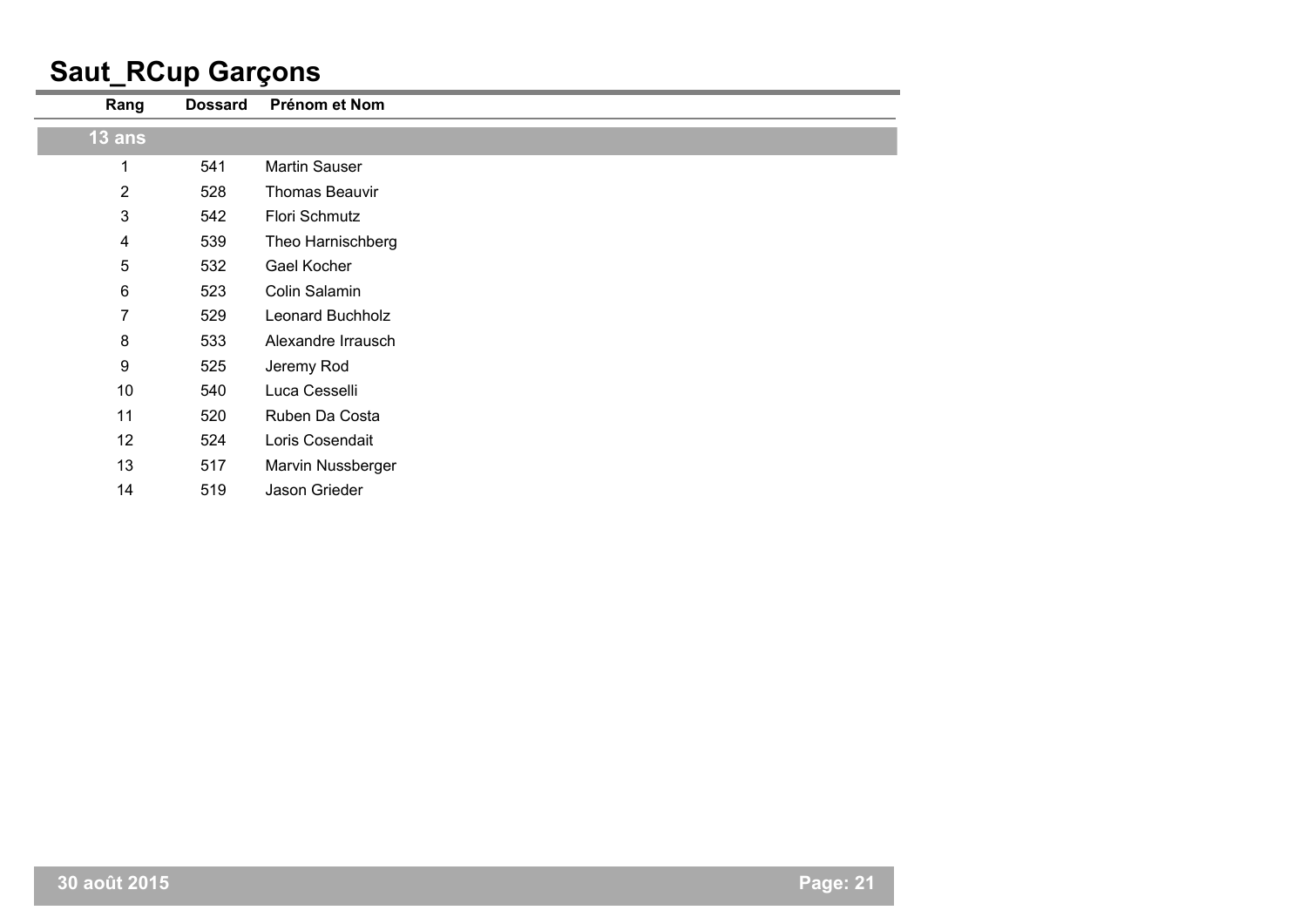# Saut_RCup Garçons

| Rang | Dossard | Prénom et Nom |
|---|---|---|
| **13 ans** | | |
| 1 | 541 | Martin Sauser |
| 2 | 528 | Thomas Beauvir |
| 3 | 542 | Flori Schmutz |
| 4 | 539 | Theo Harnischberg |
| 5 | 532 | Gael Kocher |
| 6 | 523 | Colin Salamin |
| 7 | 529 | Leonard Buchholz |
| 8 | 533 | Alexandre Irrausch |
| 9 | 525 | Jeremy Rod |
| 10 | 540 | Luca Cesselli |
| 11 | 520 | Ruben Da Costa |
| 12 | 524 | Loris Cosendait |
| 13 | 517 | Marvin Nussberger |
| 14 | 519 | Jason Grieder |

30 août 2015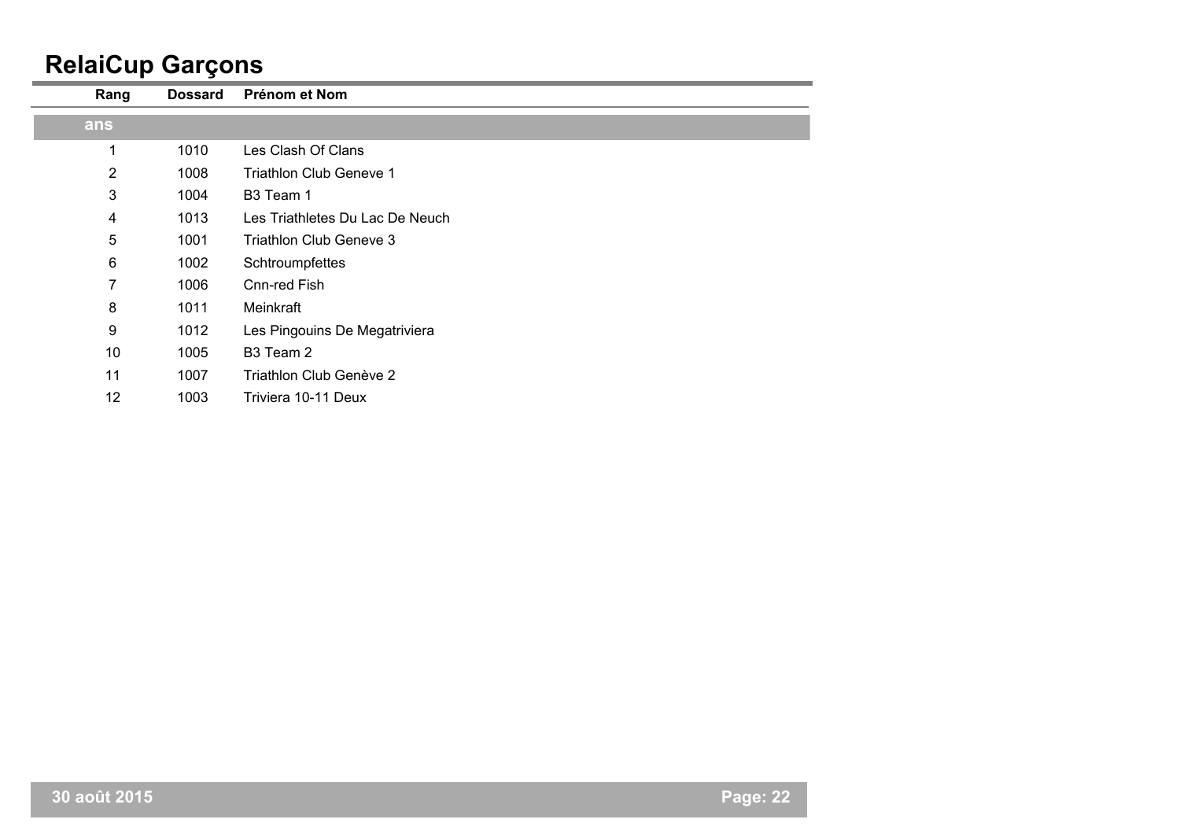# RelaiCup Garçons

| Rang | Dossard | Prénom et Nom |
|---|---|---|
| **ans** | | |
| 1 | 1010 | Les Clash Of Clans |
| 2 | 1008 | Triathlon Club Geneve 1 |
| 3 | 1004 | B3 Team 1 |
| 4 | 1013 | Les Triathletes Du Lac De Neuch |
| 5 | 1001 | Triathlon Club Geneve 3 |
| 6 | 1002 | Schtroumpfettes |
| 7 | 1006 | Cnn-red Fish |
| 8 | 1011 | Meinkraft |
| 9 | 1012 | Les Pingouins De Megatriviera |
| 10 | 1005 | B3 Team 2 |
| 11 | 1007 | Triathlon Club Genève 2 |
| 12 | 1003 | Triviera 10-11 Deux |